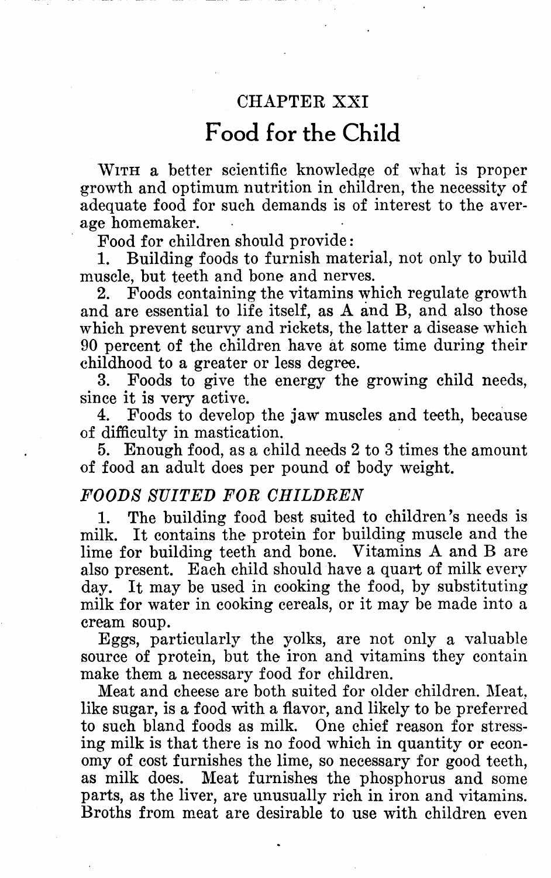# CHAPTER XXI

# Food for the Child

With a better scientific knowledge of what is proper growth and optimum nutrition in children, the necessity of adequate food for such demands is of interest to the average homemaker.

Food for children should provide:

1. Building foods to furnish material, not only to build muscle, but teeth and bone and nerves.
2. Foods containing the vitamins which regulate growth and are essential to life itself, as A and B, and also those which prevent scurvy and rickets, the latter a disease which 90 percent of the children have at some time during their childhood to a greater or less degree.
3. Foods to give the energy the growing child needs, since it is very active.
4. Foods to develop the jaw muscles and teeth, because of difficulty in mastication.
5. Enough food, as a child needs 2 to 3 times the amount of food an adult does per pound of body weight.

## *FOODS SUITED FOR CHILDREN*

1. The building food best suited to children's needs is milk. It contains the protein for building muscle and the lime for building teeth and bone. Vitamins A and B are also present. Each child should have a quart of milk every day. It may be used in cooking the food, by substituting milk for water in cooking cereals, or it may be made into a cream soup.

Eggs, particularly the yolks, are not only a valuable source of protein, but the iron and vitamins they contain make them a necessary food for children.

Meat and cheese are both suited for older children. Meat, like sugar, is a food with a flavor, and likely to be preferred to such bland foods as milk. One chief reason for stressing milk is that there is no food which in quantity or economy of cost furnishes the lime, so necessary for good teeth, as milk does. Meat furnishes the phosphorus and some parts, as the liver, are unusually rich in iron and vitamins. Broths from meat are desirable to use with children even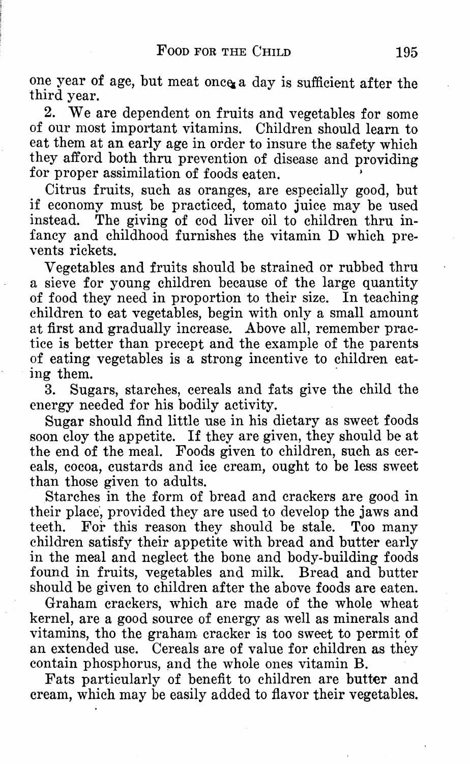one year of age, but meat once a day is sufficient after the third year.

2. We are dependent on fruits and vegetables for some of our most important vitamins. Children should learn to eat them at an early age in order to insure the safety which they afford both thru prevention of disease and providing for proper assimilation of foods eaten.

Citrus fruits, such as oranges, are especially good, but if economy must be practiced, tomato juice may be used instead. The giving of cod liver oil to children thru infancy and childhood furnishes the vitamin D which prevents rickets.

Vegetables and fruits should be strained or rubbed thru a sieve for young children because of the large quantity of food they need in proportion to their size. In teaching children to eat vegetables, begin with only a small amount at first and gradually increase. Above all, remember practice is better than precept and the example of the parents of eating vegetables is a strong incentive to children eating them.

3. Sugars, starches, cereals and fats give the child the energy needed for his bodily activity.

Sugar should find little use in his dietary as sweet foods soon cloy the appetite. If they are given, they should be at the end of the meal. Foods given to children, such as cereals, cocoa, custards and ice cream, ought to be less sweet than those given to adults.

Starches in the form of bread and crackers are good in their place, provided they are used to develop the jaws and teeth. For this reason they should be stale. Too many children satisfy their appetite with bread and butter early in the meal and neglect the bone and body-building foods found in fruits, vegetables and milk. Bread and butter should be given to children after the above foods are eaten.

Graham crackers, which are made of the whole wheat kernel, are a good source of energy as well as minerals and vitamins, tho the graham cracker is too sweet to permit of an extended use. Cereals are of value for children as they contain phosphorus, and the whole ones vitamin B.

Fats particularly of benefit to children are butter and cream, which may be easily added to flavor their vegetables.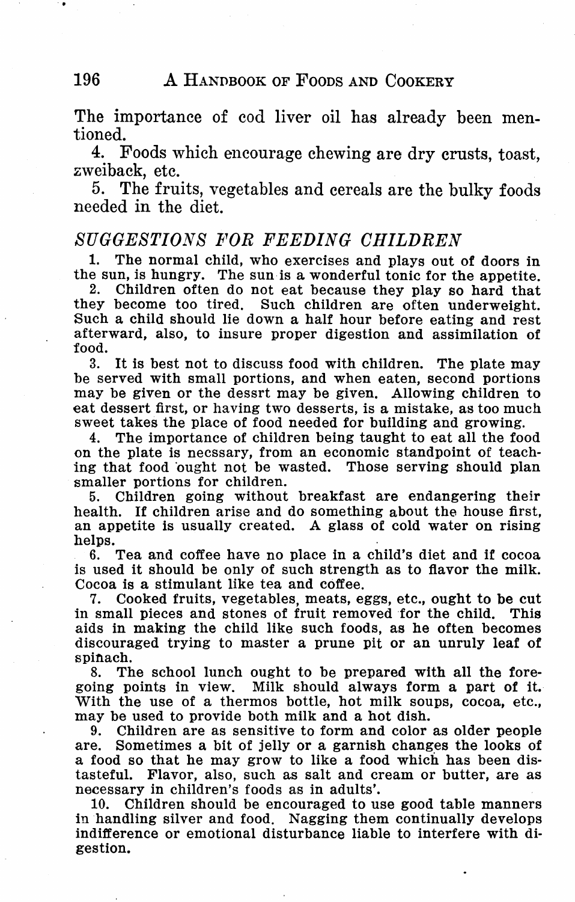The importance of cod liver oil has already been mentioned.

4. Foods which encourage chewing are dry crusts, toast, zweiback, etc.

5. The fruits, vegetables and cereals are the bulky foods needed in the diet.

## *SUGGESTIONS FOR FEEDING CHILDREN*

1. The normal child, who exercises and plays out of doors in the sun, is hungry. The sun is a wonderful tonic for the appetite.

2. Children often do not eat because they play so hard that they become too tired. Such children are often underweight. Such a child should lie down a half hour before eating and rest afterward, also, to insure proper digestion and assimilation of food.

3. It is best not to discuss food with children. The plate may be served with small portions, and when eaten, second portions may be given or the dessrt may be given. Allowing children to eat dessert first, or having two desserts, is a mistake, as too much sweet takes the place of food needed for building and growing.

4. The importance of children being taught to eat all the food on the plate is necssary, from an economic standpoint of teaching that food ought not be wasted. Those serving should plan smaller portions for children.

5. Children going without breakfast are endangering their health. If children arise and do something about the house first, an appetite is usually created. A glass of cold water on rising helps.

6. Tea and coffee have no place in a child's diet and if cocoa is used it should be only of such strength as to flavor the milk. Cocoa is a stimulant like tea and coffee.

7. Cooked fruits, vegetables, meats, eggs, etc., ought to be cut in small pieces and stones of fruit removed for the child. This aids in making the child like such foods, as he often becomes discouraged trying to master a prune pit or an unruly leaf of spinach.

8. The school lunch ought to be prepared with all the foregoing points in view. Milk should always form a part of it. With the use of a thermos bottle, hot milk soups, cocoa, etc., may be used to provide both milk and a hot dish.

9. Children are as sensitive to form and color as older people are. Sometimes a bit of jelly or a garnish changes the looks of a food so that he may grow to like a food which has been distasteful. Flavor, also, such as salt and cream or butter, are as necessary in children's foods as in adults'.

10. Children should be encouraged to use good table manners in handling silver and food. Nagging them continually develops indifference or emotional disturbance liable to interfere with digestion.